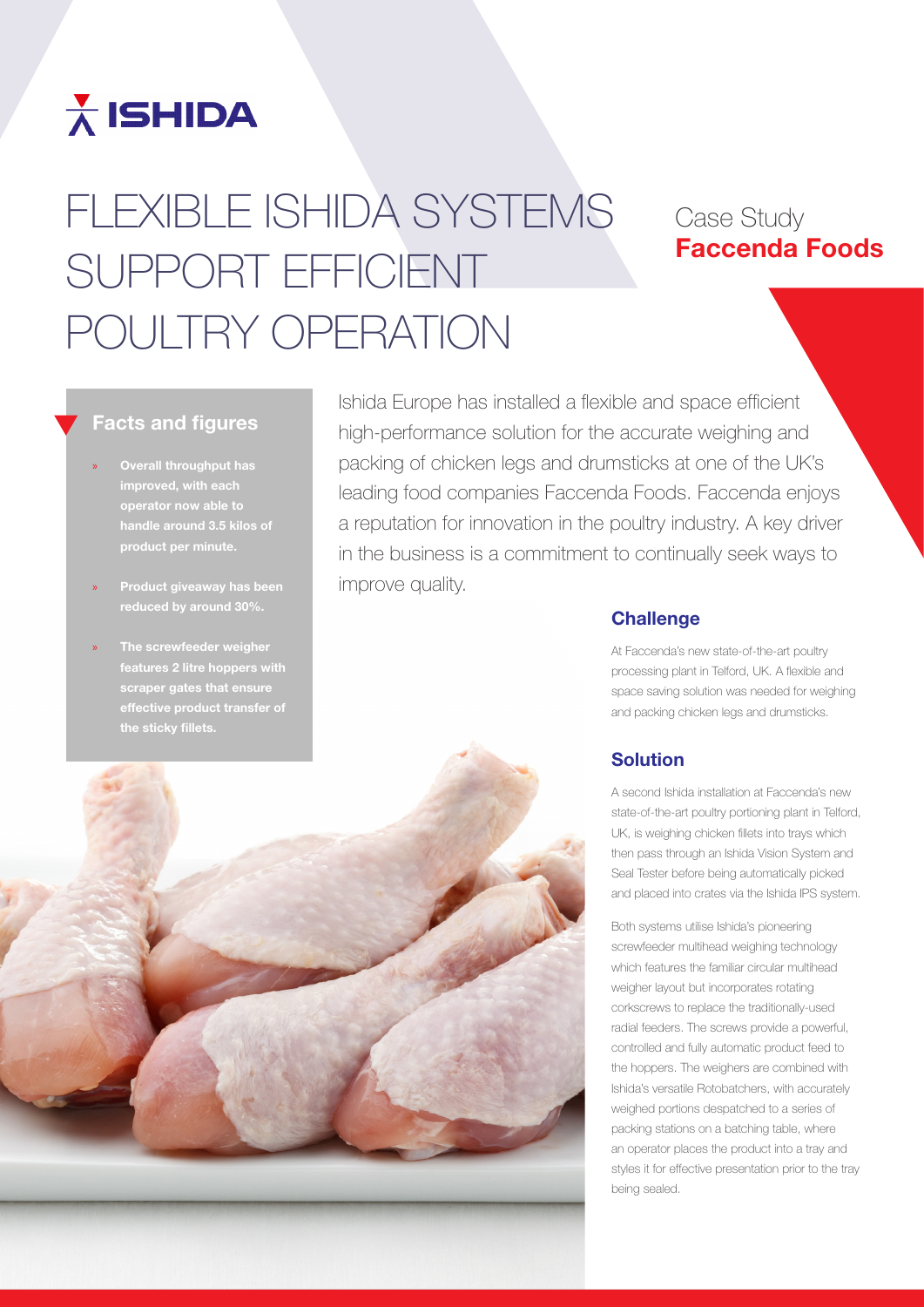# FLEXIBLE ISHIDA SYSTEMS SUPPORT EFFICIENT POULTRY OPERATION

Case Study
**Faccenda Foods**

### Facts and figures

- **Overall throughput has improved, with each operator now able to handle around 3.5 kilos of product per minute.**
- **Product giveaway has been reduced by around 30%.**
- **The screwfeeder weigher features 2 litre hoppers with scraper gates that ensure effective product transfer of the sticky fillets.**

Ishida Europe has installed a flexible and space efficient high-performance solution for the accurate weighing and packing of chicken legs and drumsticks at one of the UK's leading food companies Faccenda Foods. Faccenda enjoys a reputation for innovation in the poultry industry. A key driver in the business is a commitment to continually seek ways to improve quality.

## Challenge

At Faccenda's new state-of-the-art poultry processing plant in Telford, UK. A flexible and space saving solution was needed for weighing and packing chicken legs and drumsticks.

## Solution

A second Ishida installation at Faccenda's new state-of-the-art poultry portioning plant in Telford, UK, is weighing chicken fillets into trays which then pass through an Ishida Vision System and Seal Tester before being automatically picked and placed into crates via the Ishida IPS system.

Both systems utilise Ishida's pioneering screwfeeder multihead weighing technology which features the familiar circular multihead weigher layout but incorporates rotating corkscrews to replace the traditionally-used radial feeders. The screws provide a powerful, controlled and fully automatic product feed to the hoppers. The weighers are combined with Ishida's versatile Rotobatchers, with accurately weighed portions despatched to a series of packing stations on a batching table, where an operator places the product into a tray and styles it for effective presentation prior to the tray being sealed.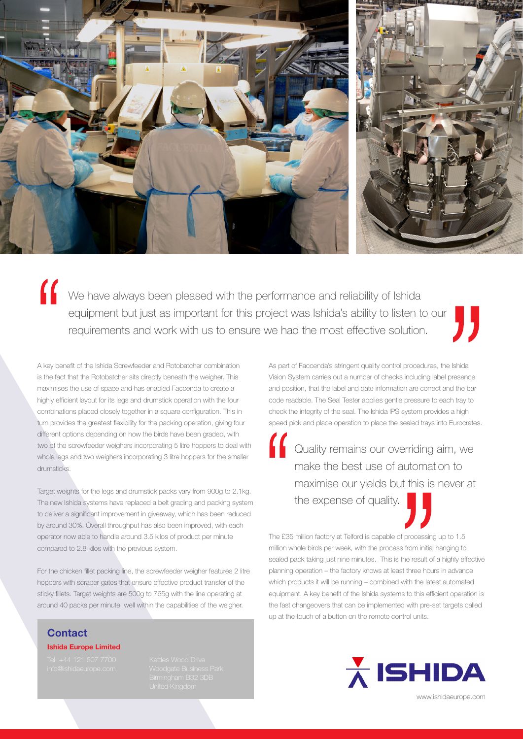> We have always been pleased with the performance and reliability of Ishida equipment but just as important for this project was Ishida's ability to listen to our requirements and work with us to ensure we had the most effective solution.

A key benefit of the Ishida Screwfeeder and Rotobatcher combination is the fact that the Rotobatcher sits directly beneath the weigher. This maximises the use of space and has enabled Faccenda to create a highly efficient layout for its legs and drumstick operation with the four combinations placed closely together in a square configuration. This in turn provides the greatest flexibility for the packing operation, giving four different options depending on how the birds have been graded, with two of the screwfeeder weighers incorporating 5 litre hoppers to deal with whole legs and two weighers incorporating 3 litre hoppers for the smaller drumsticks.

Target weights for the legs and drumstick packs vary from 900g to 2.1kg. The new Ishida systems have replaced a belt grading and packing system to deliver a significant improvement in giveaway, which has been reduced by around 30%. Overall throughput has also been improved, with each operator now able to handle around 3.5 kilos of product per minute compared to 2.8 kilos with the previous system.

For the chicken fillet packing line, the screwfeeder weigher features 2 litre hoppers with scraper gates that ensure effective product transfer of the sticky fillets. Target weights are 500g to 765g with the line operating at around 40 packs per minute, well within the capabilities of the weigher.

As part of Faccenda's stringent quality control procedures, the Ishida Vision System carries out a number of checks including label presence and position, that the label and date information are correct and the bar code readable. The Seal Tester applies gentle pressure to each tray to check the integrity of the seal. The Ishida IPS system provides a high speed pick and place operation to place the sealed trays into Eurocrates.

> Quality remains our overriding aim, we make the best use of automation to maximise our yields but this is never at the expense of quality.

The £35 million factory at Telford is capable of processing up to 1.5 million whole birds per week, with the process from initial hanging to sealed pack taking just nine minutes. This is the result of a highly effective planning operation – the factory knows at least three hours in advance which products it will be running – combined with the latest automated equipment. A key benefit of the Ishida systems to this efficient operation is the fast changeovers that can be implemented with pre-set targets called up at the touch of a button on the remote control units.

## Contact

**Ishida Europe Limited**

Tel: +44 121 607 7700
info@ishidaeurope.com

Kettles Wood Drive
Woodgate Business Park
Birmingham B32 3DB
United Kingdom

ISHIDA

www.ishidaeurope.com